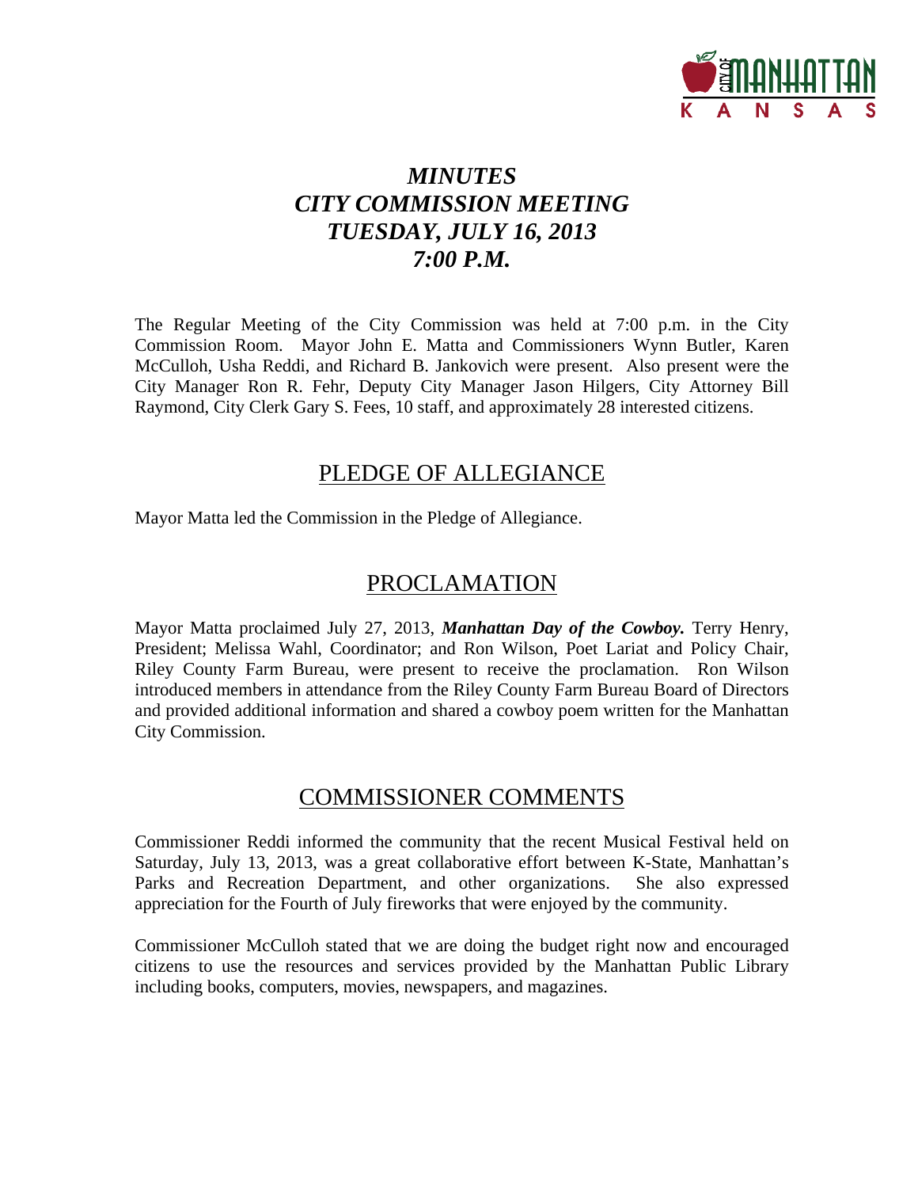# *MINUTES*
# *CITY COMMISSION MEETING*
# *TUESDAY, JULY 16, 2013*
# *7:00 P.M.*

The Regular Meeting of the City Commission was held at 7:00 p.m. in the City Commission Room. Mayor John E. Matta and Commissioners Wynn Butler, Karen McCulloh, Usha Reddi, and Richard B. Jankovich were present. Also present were the City Manager Ron R. Fehr, Deputy City Manager Jason Hilgers, City Attorney Bill Raymond, City Clerk Gary S. Fees, 10 staff, and approximately 28 interested citizens.

## PLEDGE OF ALLEGIANCE

Mayor Matta led the Commission in the Pledge of Allegiance.

## PROCLAMATION

Mayor Matta proclaimed July 27, 2013, ***Manhattan Day of the Cowboy.*** Terry Henry, President; Melissa Wahl, Coordinator; and Ron Wilson, Poet Lariat and Policy Chair, Riley County Farm Bureau, were present to receive the proclamation. Ron Wilson introduced members in attendance from the Riley County Farm Bureau Board of Directors and provided additional information and shared a cowboy poem written for the Manhattan City Commission.

## COMMISSIONER COMMENTS

Commissioner Reddi informed the community that the recent Musical Festival held on Saturday, July 13, 2013, was a great collaborative effort between K-State, Manhattan's Parks and Recreation Department, and other organizations. She also expressed appreciation for the Fourth of July fireworks that were enjoyed by the community.

Commissioner McCulloh stated that we are doing the budget right now and encouraged citizens to use the resources and services provided by the Manhattan Public Library including books, computers, movies, newspapers, and magazines.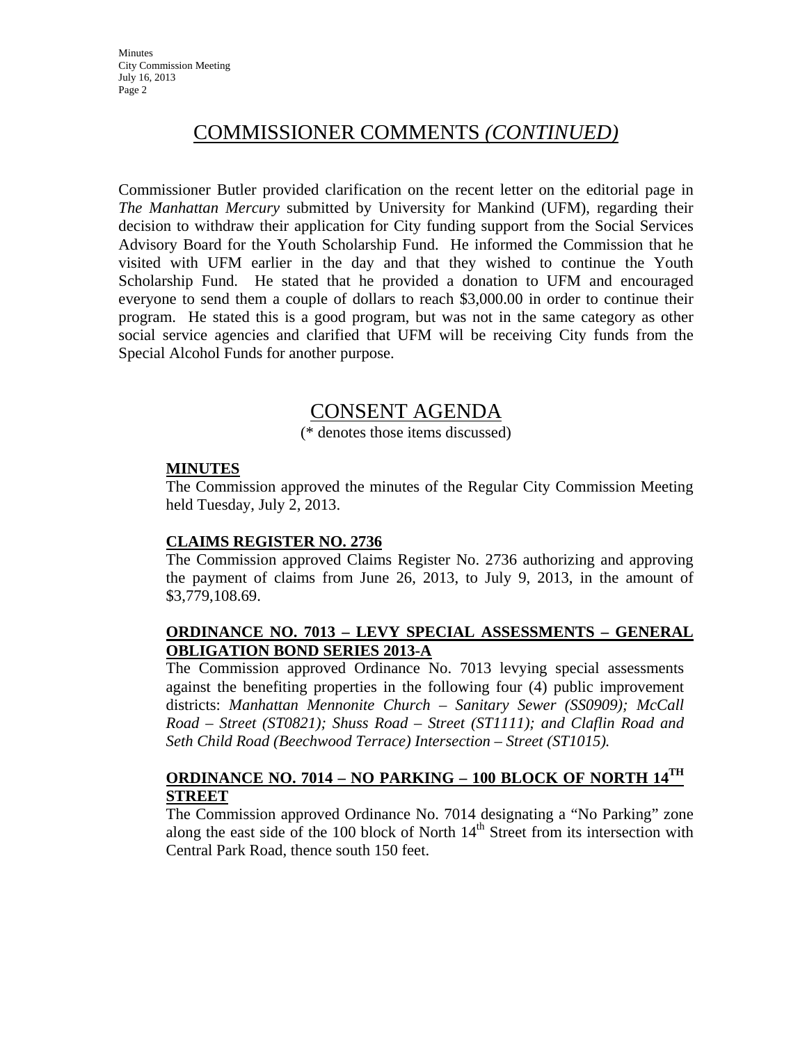# COMMISSIONER COMMENTS *(CONTINUED)*

Commissioner Butler provided clarification on the recent letter on the editorial page in *The Manhattan Mercury* submitted by University for Mankind (UFM), regarding their decision to withdraw their application for City funding support from the Social Services Advisory Board for the Youth Scholarship Fund. He informed the Commission that he visited with UFM earlier in the day and that they wished to continue the Youth Scholarship Fund. He stated that he provided a donation to UFM and encouraged everyone to send them a couple of dollars to reach \$3,000.00 in order to continue their program. He stated this is a good program, but was not in the same category as other social service agencies and clarified that UFM will be receiving City funds from the Special Alcohol Funds for another purpose.

# CONSENT AGENDA

(* denotes those items discussed)

**MINUTES**

The Commission approved the minutes of the Regular City Commission Meeting held Tuesday, July 2, 2013.

**CLAIMS REGISTER NO. 2736**

The Commission approved Claims Register No. 2736 authorizing and approving the payment of claims from June 26, 2013, to July 9, 2013, in the amount of \$3,779,108.69.

**ORDINANCE NO. 7013 – LEVY SPECIAL ASSESSMENTS – GENERAL OBLIGATION BOND SERIES 2013-A**

The Commission approved Ordinance No. 7013 levying special assessments against the benefiting properties in the following four (4) public improvement districts: *Manhattan Mennonite Church – Sanitary Sewer (SS0909); McCall Road – Street (ST0821); Shuss Road – Street (ST1111); and Claflin Road and Seth Child Road (Beechwood Terrace) Intersection – Street (ST1015).*

**ORDINANCE NO. 7014 – NO PARKING – 100 BLOCK OF NORTH 14TH STREET**

The Commission approved Ordinance No. 7014 designating a "No Parking" zone along the east side of the 100 block of North 14th Street from its intersection with Central Park Road, thence south 150 feet.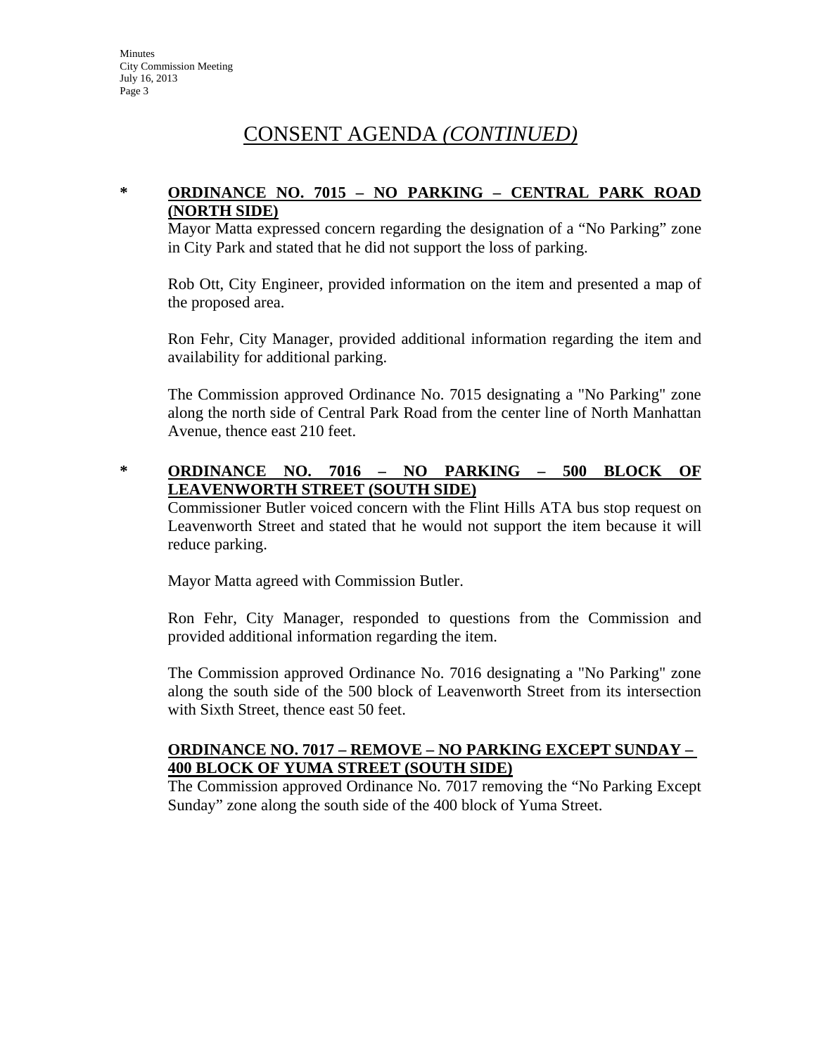# CONSENT AGENDA *(CONTINUED)*

**\* ORDINANCE NO. 7015 – NO PARKING – CENTRAL PARK ROAD (NORTH SIDE)**

Mayor Matta expressed concern regarding the designation of a "No Parking" zone in City Park and stated that he did not support the loss of parking.

Rob Ott, City Engineer, provided information on the item and presented a map of the proposed area.

Ron Fehr, City Manager, provided additional information regarding the item and availability for additional parking.

The Commission approved Ordinance No. 7015 designating a "No Parking" zone along the north side of Central Park Road from the center line of North Manhattan Avenue, thence east 210 feet.

**\* ORDINANCE NO. 7016 – NO PARKING – 500 BLOCK OF LEAVENWORTH STREET (SOUTH SIDE)**

Commissioner Butler voiced concern with the Flint Hills ATA bus stop request on Leavenworth Street and stated that he would not support the item because it will reduce parking.

Mayor Matta agreed with Commission Butler.

Ron Fehr, City Manager, responded to questions from the Commission and provided additional information regarding the item.

The Commission approved Ordinance No. 7016 designating a "No Parking" zone along the south side of the 500 block of Leavenworth Street from its intersection with Sixth Street, thence east 50 feet.

**ORDINANCE NO. 7017 – REMOVE – NO PARKING EXCEPT SUNDAY – 400 BLOCK OF YUMA STREET (SOUTH SIDE)**

The Commission approved Ordinance No. 7017 removing the "No Parking Except Sunday" zone along the south side of the 400 block of Yuma Street.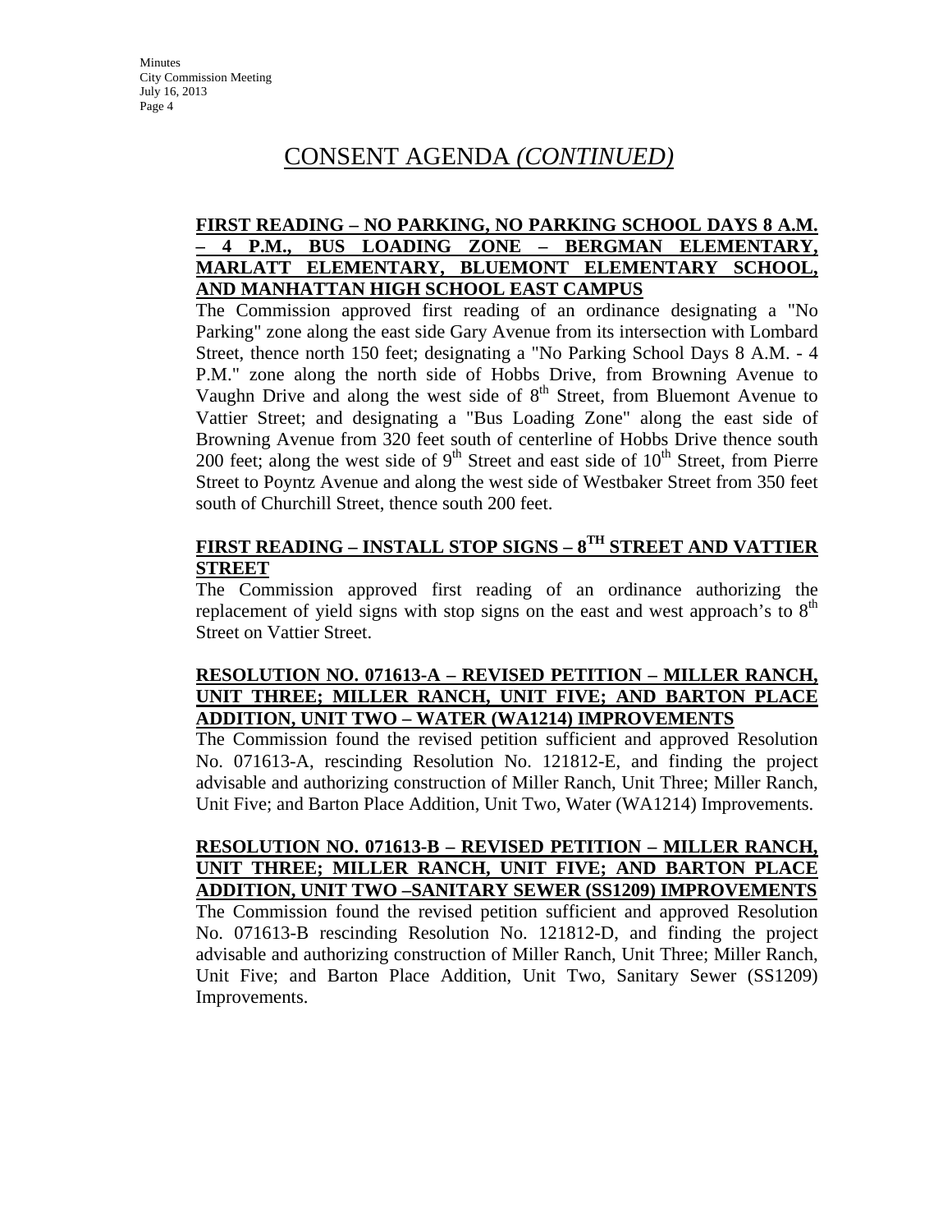# CONSENT AGENDA *(CONTINUED)*

**FIRST READING – NO PARKING, NO PARKING SCHOOL DAYS 8 A.M. – 4 P.M., BUS LOADING ZONE – BERGMAN ELEMENTARY, MARLATT ELEMENTARY, BLUEMONT ELEMENTARY SCHOOL, AND MANHATTAN HIGH SCHOOL EAST CAMPUS**

The Commission approved first reading of an ordinance designating a "No Parking" zone along the east side Gary Avenue from its intersection with Lombard Street, thence north 150 feet; designating a "No Parking School Days 8 A.M. - 4 P.M." zone along the north side of Hobbs Drive, from Browning Avenue to Vaughn Drive and along the west side of 8th Street, from Bluemont Avenue to Vattier Street; and designating a "Bus Loading Zone" along the east side of Browning Avenue from 320 feet south of centerline of Hobbs Drive thence south 200 feet; along the west side of 9th Street and east side of 10th Street, from Pierre Street to Poyntz Avenue and along the west side of Westbaker Street from 350 feet south of Churchill Street, thence south 200 feet.

**FIRST READING – INSTALL STOP SIGNS – 8TH STREET AND VATTIER STREET**

The Commission approved first reading of an ordinance authorizing the replacement of yield signs with stop signs on the east and west approach's to 8th Street on Vattier Street.

**RESOLUTION NO. 071613-A – REVISED PETITION – MILLER RANCH, UNIT THREE; MILLER RANCH, UNIT FIVE; AND BARTON PLACE ADDITION, UNIT TWO – WATER (WA1214) IMPROVEMENTS**

The Commission found the revised petition sufficient and approved Resolution No. 071613-A, rescinding Resolution No. 121812-E, and finding the project advisable and authorizing construction of Miller Ranch, Unit Three; Miller Ranch, Unit Five; and Barton Place Addition, Unit Two, Water (WA1214) Improvements.

**RESOLUTION NO. 071613-B – REVISED PETITION – MILLER RANCH, UNIT THREE; MILLER RANCH, UNIT FIVE; AND BARTON PLACE ADDITION, UNIT TWO –SANITARY SEWER (SS1209) IMPROVEMENTS**

The Commission found the revised petition sufficient and approved Resolution No. 071613-B rescinding Resolution No. 121812-D, and finding the project advisable and authorizing construction of Miller Ranch, Unit Three; Miller Ranch, Unit Five; and Barton Place Addition, Unit Two, Sanitary Sewer (SS1209) Improvements.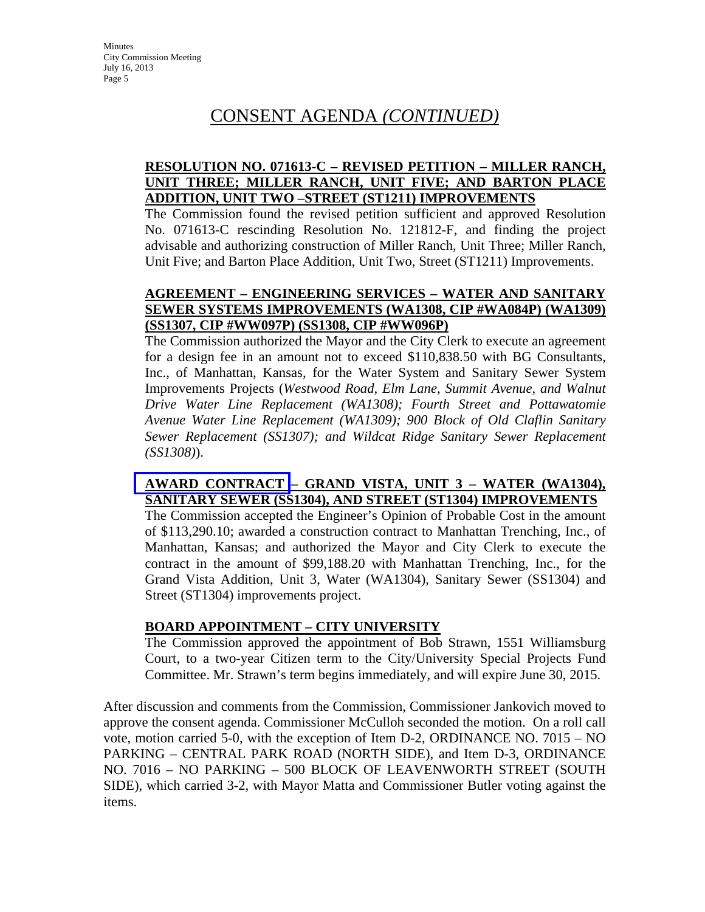## CONSENT AGENDA *(CONTINUED)*

**RESOLUTION NO. 071613-C – REVISED PETITION – MILLER RANCH, UNIT THREE; MILLER RANCH, UNIT FIVE; AND BARTON PLACE ADDITION, UNIT TWO –STREET (ST1211) IMPROVEMENTS**

The Commission found the revised petition sufficient and approved Resolution No. 071613-C rescinding Resolution No. 121812-F, and finding the project advisable and authorizing construction of Miller Ranch, Unit Three; Miller Ranch, Unit Five; and Barton Place Addition, Unit Two, Street (ST1211) Improvements.

**AGREEMENT – ENGINEERING SERVICES – WATER AND SANITARY SEWER SYSTEMS IMPROVEMENTS (WA1308, CIP #WA084P) (WA1309) (SS1307, CIP #WW097P) (SS1308, CIP #WW096P)**

The Commission authorized the Mayor and the City Clerk to execute an agreement for a design fee in an amount not to exceed $110,838.50 with BG Consultants, Inc., of Manhattan, Kansas, for the Water System and Sanitary Sewer System Improvements Projects (*Westwood Road, Elm Lane, Summit Avenue, and Walnut Drive Water Line Replacement (WA1308); Fourth Street and Pottawatomie Avenue Water Line Replacement (WA1309); 900 Block of Old Claflin Sanitary Sewer Replacement (SS1307); and Wildcat Ridge Sanitary Sewer Replacement (SS1308)*).

**AWARD CONTRACT – GRAND VISTA, UNIT 3 – WATER (WA1304), SANITARY SEWER (SS1304), AND STREET (ST1304) IMPROVEMENTS**

The Commission accepted the Engineer's Opinion of Probable Cost in the amount of $113,290.10; awarded a construction contract to Manhattan Trenching, Inc., of Manhattan, Kansas; and authorized the Mayor and City Clerk to execute the contract in the amount of $99,188.20 with Manhattan Trenching, Inc., for the Grand Vista Addition, Unit 3, Water (WA1304), Sanitary Sewer (SS1304) and Street (ST1304) improvements project.

**BOARD APPOINTMENT – CITY UNIVERSITY**

The Commission approved the appointment of Bob Strawn, 1551 Williamsburg Court, to a two-year Citizen term to the City/University Special Projects Fund Committee. Mr. Strawn's term begins immediately, and will expire June 30, 2015.

After discussion and comments from the Commission, Commissioner Jankovich moved to approve the consent agenda. Commissioner McCulloh seconded the motion. On a roll call vote, motion carried 5-0, with the exception of Item D-2, ORDINANCE NO. 7015 – NO PARKING – CENTRAL PARK ROAD (NORTH SIDE), and Item D-3, ORDINANCE NO. 7016 – NO PARKING – 500 BLOCK OF LEAVENWORTH STREET (SOUTH SIDE), which carried 3-2, with Mayor Matta and Commissioner Butler voting against the items.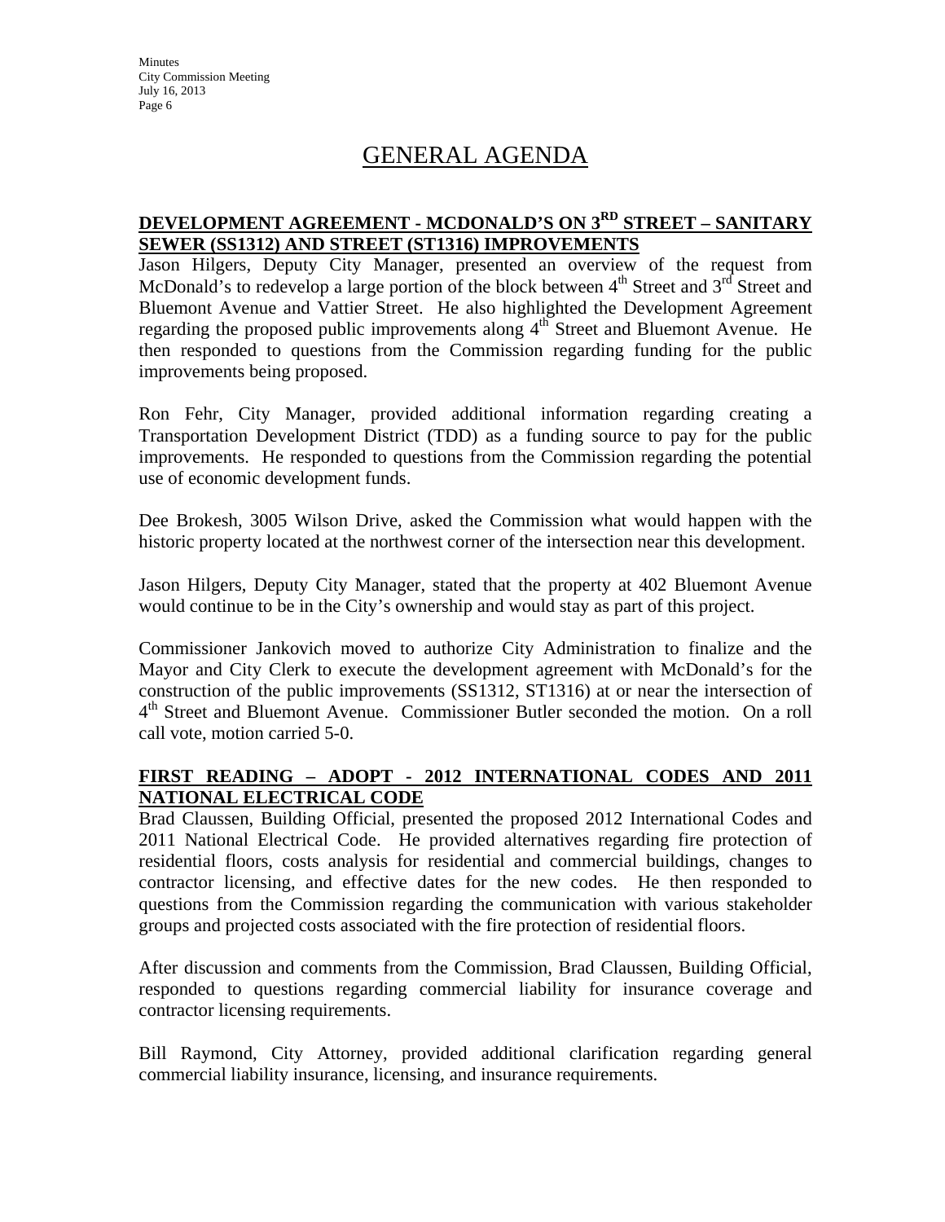# GENERAL AGENDA

## DEVELOPMENT AGREEMENT - MCDONALD'S ON 3RD STREET – SANITARY SEWER (SS1312) AND STREET (ST1316) IMPROVEMENTS

Jason Hilgers, Deputy City Manager, presented an overview of the request from McDonald's to redevelop a large portion of the block between 4th Street and 3rd Street and Bluemont Avenue and Vattier Street. He also highlighted the Development Agreement regarding the proposed public improvements along 4th Street and Bluemont Avenue. He then responded to questions from the Commission regarding funding for the public improvements being proposed.

Ron Fehr, City Manager, provided additional information regarding creating a Transportation Development District (TDD) as a funding source to pay for the public improvements. He responded to questions from the Commission regarding the potential use of economic development funds.

Dee Brokesh, 3005 Wilson Drive, asked the Commission what would happen with the historic property located at the northwest corner of the intersection near this development.

Jason Hilgers, Deputy City Manager, stated that the property at 402 Bluemont Avenue would continue to be in the City's ownership and would stay as part of this project.

Commissioner Jankovich moved to authorize City Administration to finalize and the Mayor and City Clerk to execute the development agreement with McDonald's for the construction of the public improvements (SS1312, ST1316) at or near the intersection of 4th Street and Bluemont Avenue. Commissioner Butler seconded the motion. On a roll call vote, motion carried 5-0.

## FIRST READING – ADOPT - 2012 INTERNATIONAL CODES AND 2011 NATIONAL ELECTRICAL CODE

Brad Claussen, Building Official, presented the proposed 2012 International Codes and 2011 National Electrical Code. He provided alternatives regarding fire protection of residential floors, costs analysis for residential and commercial buildings, changes to contractor licensing, and effective dates for the new codes. He then responded to questions from the Commission regarding the communication with various stakeholder groups and projected costs associated with the fire protection of residential floors.

After discussion and comments from the Commission, Brad Claussen, Building Official, responded to questions regarding commercial liability for insurance coverage and contractor licensing requirements.

Bill Raymond, City Attorney, provided additional clarification regarding general commercial liability insurance, licensing, and insurance requirements.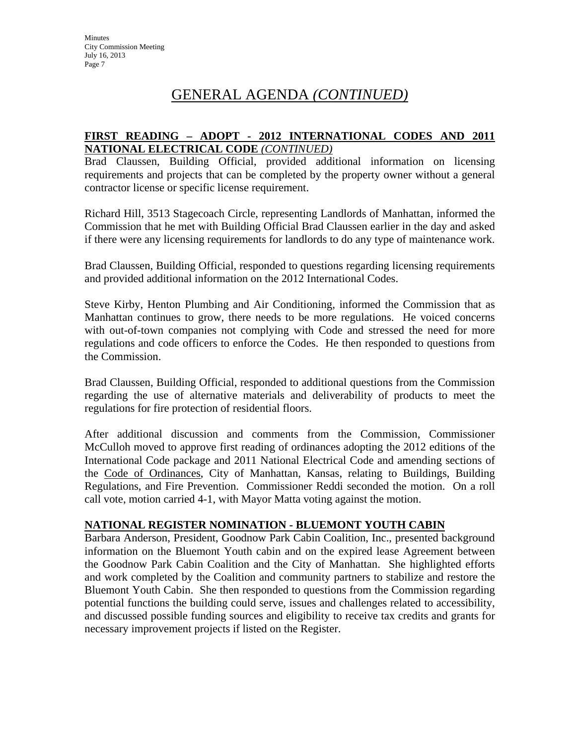# GENERAL AGENDA *(CONTINUED)*

**FIRST READING – ADOPT - 2012 INTERNATIONAL CODES AND 2011 NATIONAL ELECTRICAL CODE** *(CONTINUED)*

Brad Claussen, Building Official, provided additional information on licensing requirements and projects that can be completed by the property owner without a general contractor license or specific license requirement.

Richard Hill, 3513 Stagecoach Circle, representing Landlords of Manhattan, informed the Commission that he met with Building Official Brad Claussen earlier in the day and asked if there were any licensing requirements for landlords to do any type of maintenance work.

Brad Claussen, Building Official, responded to questions regarding licensing requirements and provided additional information on the 2012 International Codes.

Steve Kirby, Henton Plumbing and Air Conditioning, informed the Commission that as Manhattan continues to grow, there needs to be more regulations. He voiced concerns with out-of-town companies not complying with Code and stressed the need for more regulations and code officers to enforce the Codes. He then responded to questions from the Commission.

Brad Claussen, Building Official, responded to additional questions from the Commission regarding the use of alternative materials and deliverability of products to meet the regulations for fire protection of residential floors.

After additional discussion and comments from the Commission, Commissioner McCulloh moved to approve first reading of ordinances adopting the 2012 editions of the International Code package and 2011 National Electrical Code and amending sections of the Code of Ordinances, City of Manhattan, Kansas, relating to Buildings, Building Regulations, and Fire Prevention. Commissioner Reddi seconded the motion. On a roll call vote, motion carried 4-1, with Mayor Matta voting against the motion.

**NATIONAL REGISTER NOMINATION - BLUEMONT YOUTH CABIN**

Barbara Anderson, President, Goodnow Park Cabin Coalition, Inc., presented background information on the Bluemont Youth cabin and on the expired lease Agreement between the Goodnow Park Cabin Coalition and the City of Manhattan. She highlighted efforts and work completed by the Coalition and community partners to stabilize and restore the Bluemont Youth Cabin. She then responded to questions from the Commission regarding potential functions the building could serve, issues and challenges related to accessibility, and discussed possible funding sources and eligibility to receive tax credits and grants for necessary improvement projects if listed on the Register.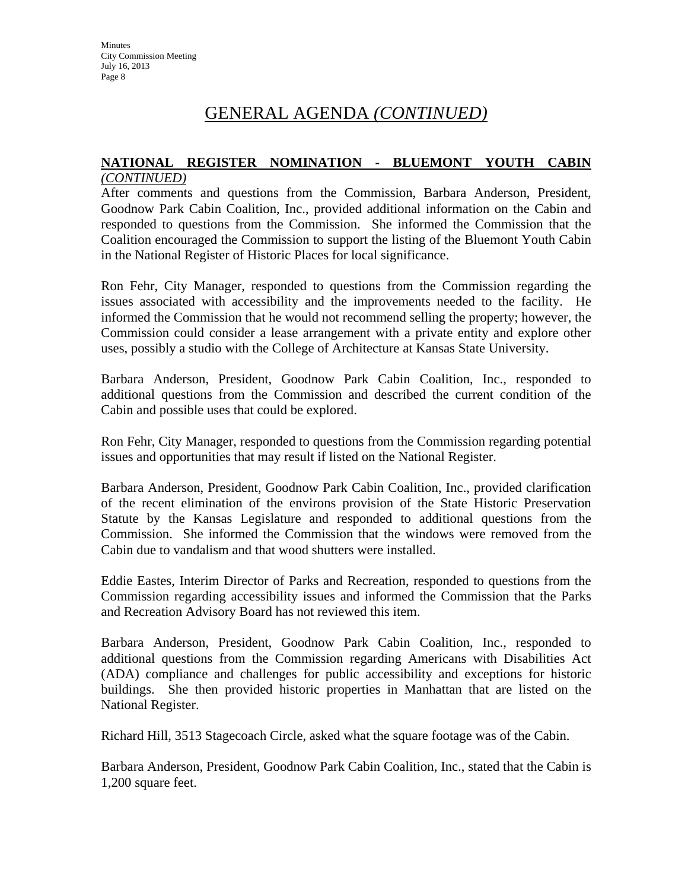# GENERAL AGENDA *(CONTINUED)*

**NATIONAL REGISTER NOMINATION - BLUEMONT YOUTH CABIN** *(CONTINUED)*

After comments and questions from the Commission, Barbara Anderson, President, Goodnow Park Cabin Coalition, Inc., provided additional information on the Cabin and responded to questions from the Commission. She informed the Commission that the Coalition encouraged the Commission to support the listing of the Bluemont Youth Cabin in the National Register of Historic Places for local significance.

Ron Fehr, City Manager, responded to questions from the Commission regarding the issues associated with accessibility and the improvements needed to the facility. He informed the Commission that he would not recommend selling the property; however, the Commission could consider a lease arrangement with a private entity and explore other uses, possibly a studio with the College of Architecture at Kansas State University.

Barbara Anderson, President, Goodnow Park Cabin Coalition, Inc., responded to additional questions from the Commission and described the current condition of the Cabin and possible uses that could be explored.

Ron Fehr, City Manager, responded to questions from the Commission regarding potential issues and opportunities that may result if listed on the National Register.

Barbara Anderson, President, Goodnow Park Cabin Coalition, Inc., provided clarification of the recent elimination of the environs provision of the State Historic Preservation Statute by the Kansas Legislature and responded to additional questions from the Commission. She informed the Commission that the windows were removed from the Cabin due to vandalism and that wood shutters were installed.

Eddie Eastes, Interim Director of Parks and Recreation, responded to questions from the Commission regarding accessibility issues and informed the Commission that the Parks and Recreation Advisory Board has not reviewed this item.

Barbara Anderson, President, Goodnow Park Cabin Coalition, Inc., responded to additional questions from the Commission regarding Americans with Disabilities Act (ADA) compliance and challenges for public accessibility and exceptions for historic buildings. She then provided historic properties in Manhattan that are listed on the National Register.

Richard Hill, 3513 Stagecoach Circle, asked what the square footage was of the Cabin.

Barbara Anderson, President, Goodnow Park Cabin Coalition, Inc., stated that the Cabin is 1,200 square feet.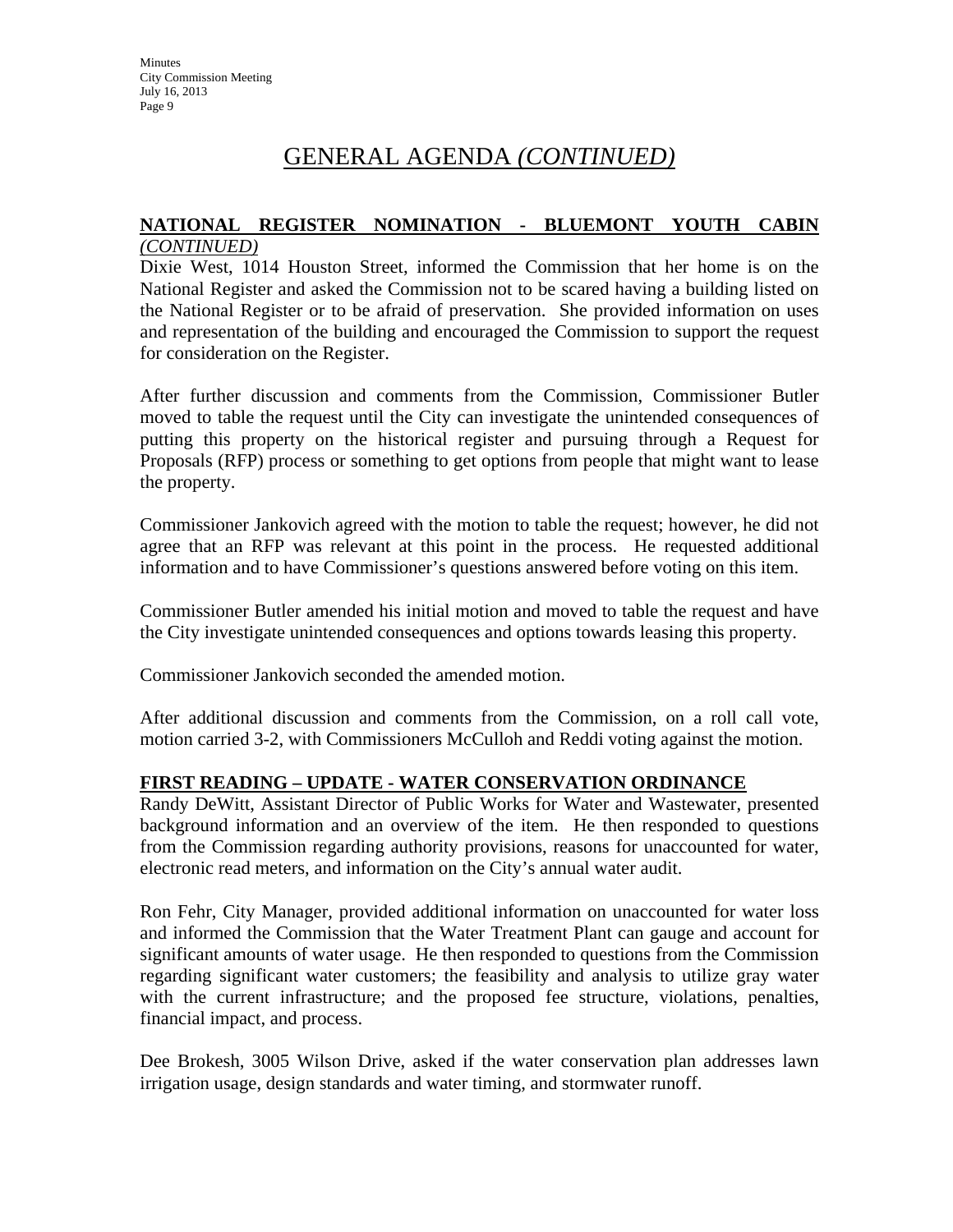# GENERAL AGENDA *(CONTINUED)*

**NATIONAL REGISTER NOMINATION - BLUEMONT YOUTH CABIN *(CONTINUED)***

Dixie West, 1014 Houston Street, informed the Commission that her home is on the National Register and asked the Commission not to be scared having a building listed on the National Register or to be afraid of preservation. She provided information on uses and representation of the building and encouraged the Commission to support the request for consideration on the Register.

After further discussion and comments from the Commission, Commissioner Butler moved to table the request until the City can investigate the unintended consequences of putting this property on the historical register and pursuing through a Request for Proposals (RFP) process or something to get options from people that might want to lease the property.

Commissioner Jankovich agreed with the motion to table the request; however, he did not agree that an RFP was relevant at this point in the process. He requested additional information and to have Commissioner's questions answered before voting on this item.

Commissioner Butler amended his initial motion and moved to table the request and have the City investigate unintended consequences and options towards leasing this property.

Commissioner Jankovich seconded the amended motion.

After additional discussion and comments from the Commission, on a roll call vote, motion carried 3-2, with Commissioners McCulloh and Reddi voting against the motion.

**FIRST READING – UPDATE - WATER CONSERVATION ORDINANCE**

Randy DeWitt, Assistant Director of Public Works for Water and Wastewater, presented background information and an overview of the item. He then responded to questions from the Commission regarding authority provisions, reasons for unaccounted for water, electronic read meters, and information on the City's annual water audit.

Ron Fehr, City Manager, provided additional information on unaccounted for water loss and informed the Commission that the Water Treatment Plant can gauge and account for significant amounts of water usage. He then responded to questions from the Commission regarding significant water customers; the feasibility and analysis to utilize gray water with the current infrastructure; and the proposed fee structure, violations, penalties, financial impact, and process.

Dee Brokesh, 3005 Wilson Drive, asked if the water conservation plan addresses lawn irrigation usage, design standards and water timing, and stormwater runoff.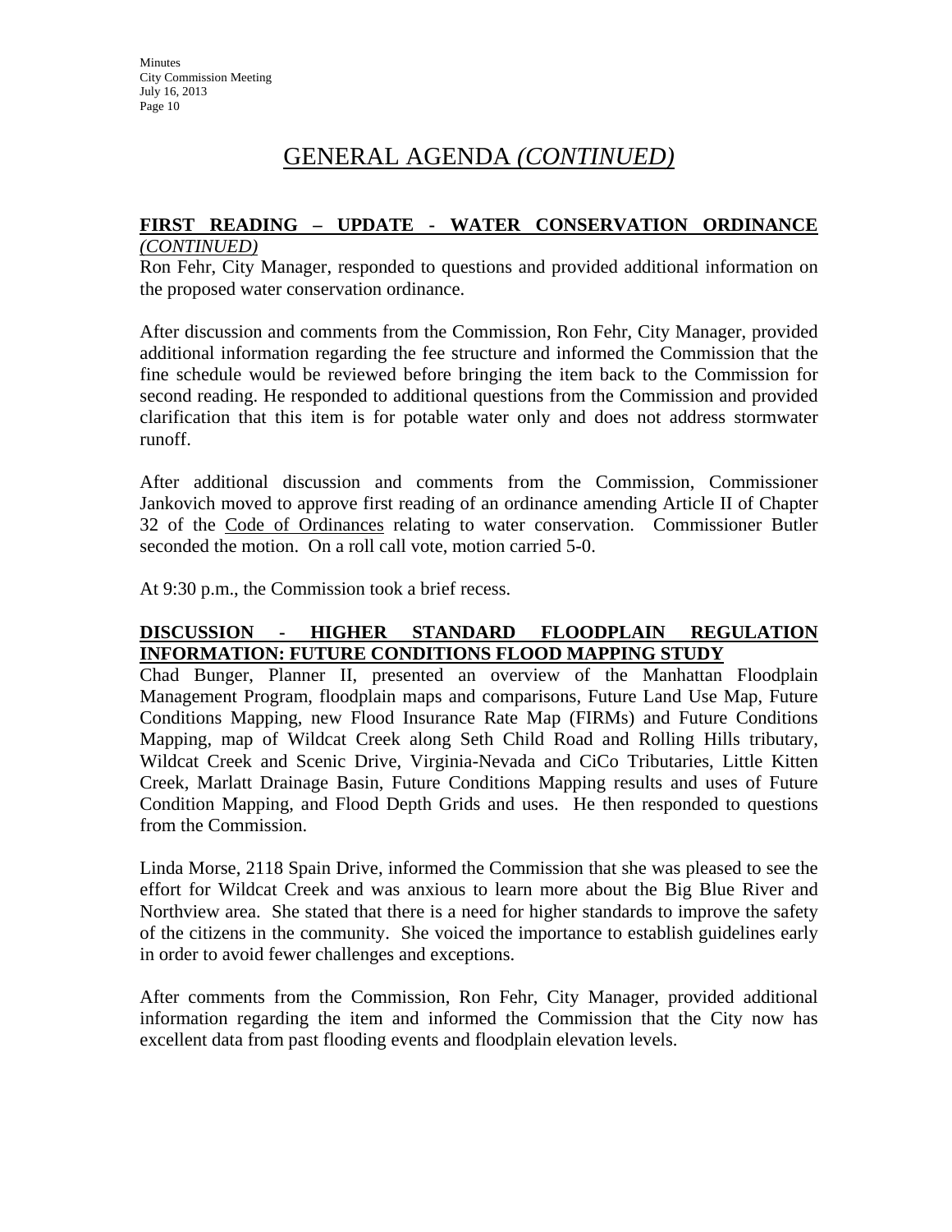# GENERAL AGENDA *(CONTINUED)*

**FIRST READING – UPDATE - WATER CONSERVATION ORDINANCE** *(CONTINUED)*

Ron Fehr, City Manager, responded to questions and provided additional information on the proposed water conservation ordinance.

After discussion and comments from the Commission, Ron Fehr, City Manager, provided additional information regarding the fee structure and informed the Commission that the fine schedule would be reviewed before bringing the item back to the Commission for second reading. He responded to additional questions from the Commission and provided clarification that this item is for potable water only and does not address stormwater runoff.

After additional discussion and comments from the Commission, Commissioner Jankovich moved to approve first reading of an ordinance amending Article II of Chapter 32 of the Code of Ordinances relating to water conservation. Commissioner Butler seconded the motion. On a roll call vote, motion carried 5-0.

At 9:30 p.m., the Commission took a brief recess.

**DISCUSSION - HIGHER STANDARD FLOODPLAIN REGULATION INFORMATION: FUTURE CONDITIONS FLOOD MAPPING STUDY**

Chad Bunger, Planner II, presented an overview of the Manhattan Floodplain Management Program, floodplain maps and comparisons, Future Land Use Map, Future Conditions Mapping, new Flood Insurance Rate Map (FIRMs) and Future Conditions Mapping, map of Wildcat Creek along Seth Child Road and Rolling Hills tributary, Wildcat Creek and Scenic Drive, Virginia-Nevada and CiCo Tributaries, Little Kitten Creek, Marlatt Drainage Basin, Future Conditions Mapping results and uses of Future Condition Mapping, and Flood Depth Grids and uses. He then responded to questions from the Commission.

Linda Morse, 2118 Spain Drive, informed the Commission that she was pleased to see the effort for Wildcat Creek and was anxious to learn more about the Big Blue River and Northview area. She stated that there is a need for higher standards to improve the safety of the citizens in the community. She voiced the importance to establish guidelines early in order to avoid fewer challenges and exceptions.

After comments from the Commission, Ron Fehr, City Manager, provided additional information regarding the item and informed the Commission that the City now has excellent data from past flooding events and floodplain elevation levels.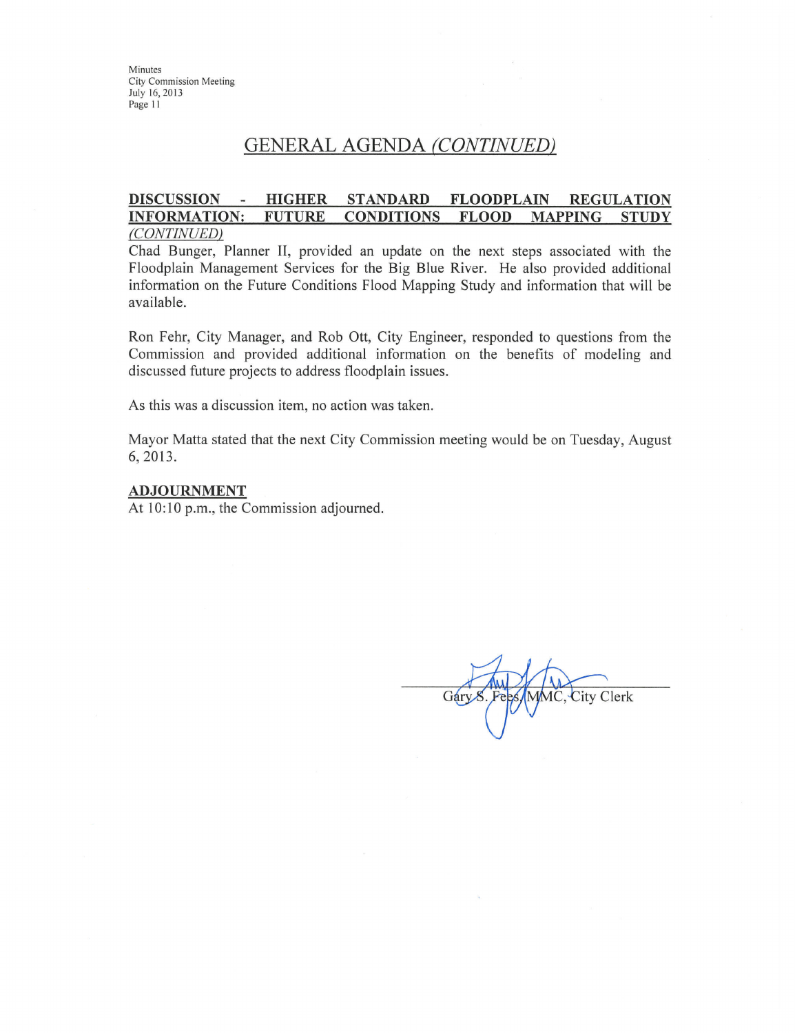## GENERAL AGENDA *(CONTINUED)*

**DISCUSSION - HIGHER STANDARD FLOODPLAIN REGULATION INFORMATION: FUTURE CONDITIONS FLOOD MAPPING STUDY** *(CONTINUED)*

Chad Bunger, Planner II, provided an update on the next steps associated with the Floodplain Management Services for the Big Blue River. He also provided additional information on the Future Conditions Flood Mapping Study and information that will be available.

Ron Fehr, City Manager, and Rob Ott, City Engineer, responded to questions from the Commission and provided additional information on the benefits of modeling and discussed future projects to address floodplain issues.

As this was a discussion item, no action was taken.

Mayor Matta stated that the next City Commission meeting would be on Tuesday, August 6, 2013.

**ADJOURNMENT**

At 10:10 p.m., the Commission adjourned.

Gary S. Fees, MMC, City Clerk